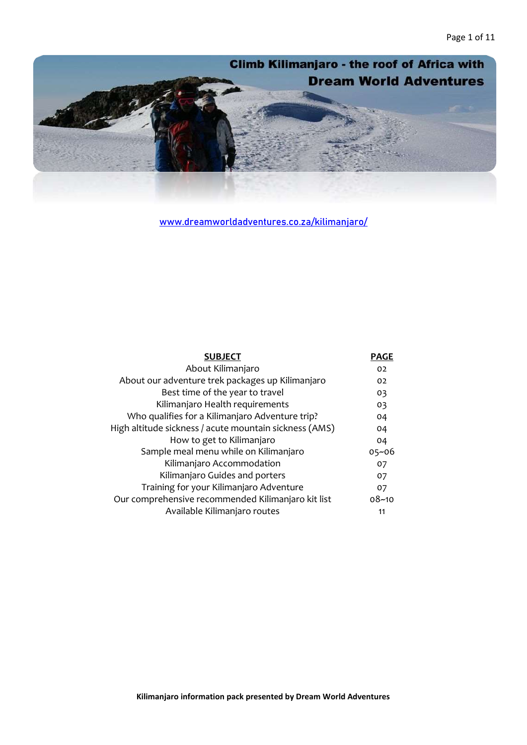# Climb Kilimanjaro - the roof of Africa with Dream World Adventures

[www.dreamworldadventures.co.za/kilimanjaro/](http://www.dreamworldadventures.co.za/kilimanjaro/)

| SUBJECT | PAGE |
| --- | --- |
| About Kilimanjaro | 02 |
| About our adventure trek packages up Kilimanjaro | 02 |
| Best time of the year to travel | 03 |
| Kilimanjaro Health requirements | 03 |
| Who qualifies for a Kilimanjaro Adventure trip? | 04 |
| High altitude sickness / acute mountain sickness (AMS) | 04 |
| How to get to Kilimanjaro | 04 |
| Sample meal menu while on Kilimanjaro | 05~06 |
| Kilimanjaro Accommodation | 07 |
| Kilimanjaro Guides and porters | 07 |
| Training for your Kilimanjaro Adventure | 07 |
| Our comprehensive recommended Kilimanjaro kit list | 08~10 |
| Available Kilimanjaro routes | 11 |

**Kilimanjaro information pack presented by Dream World Adventures**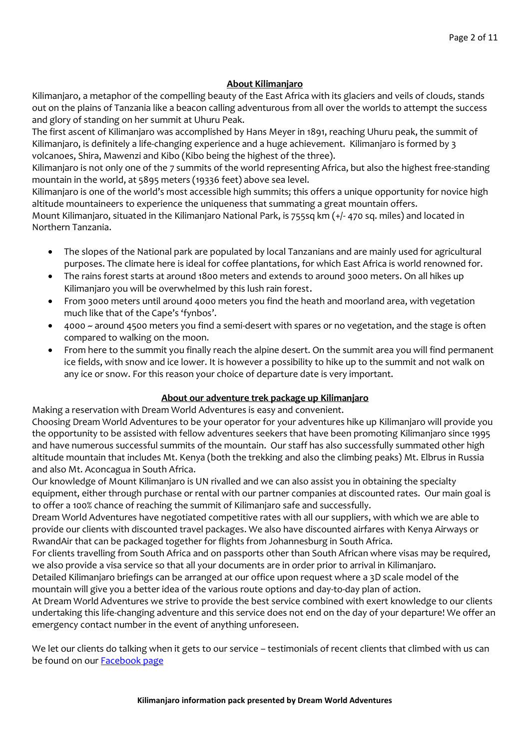## About Kilimanjaro

Kilimanjaro, a metaphor of the compelling beauty of the East Africa with its glaciers and veils of clouds, stands out on the plains of Tanzania like a beacon calling adventurous from all over the worlds to attempt the success and glory of standing on her summit at Uhuru Peak.

The first ascent of Kilimanjaro was accomplished by Hans Meyer in 1891, reaching Uhuru peak, the summit of Kilimanjaro, is definitely a life-changing experience and a huge achievement. Kilimanjaro is formed by 3 volcanoes, Shira, Mawenzi and Kibo (Kibo being the highest of the three).

Kilimanjaro is not only one of the 7 summits of the world representing Africa, but also the highest free-standing mountain in the world, at 5895 meters (19336 feet) above sea level.

Kilimanjaro is one of the world's most accessible high summits; this offers a unique opportunity for novice high altitude mountaineers to experience the uniqueness that summating a great mountain offers.

Mount Kilimanjaro, situated in the Kilimanjaro National Park, is 755sq km (+/- 470 sq. miles) and located in Northern Tanzania.

- The slopes of the National park are populated by local Tanzanians and are mainly used for agricultural purposes. The climate here is ideal for coffee plantations, for which East Africa is world renowned for.
- The rains forest starts at around 1800 meters and extends to around 3000 meters. On all hikes up Kilimanjaro you will be overwhelmed by this lush rain forest.
- From 3000 meters until around 4000 meters you find the heath and moorland area, with vegetation much like that of the Cape's 'fynbos'.
- 4000 ~ around 4500 meters you find a semi-desert with spares or no vegetation, and the stage is often compared to walking on the moon.
- From here to the summit you finally reach the alpine desert. On the summit area you will find permanent ice fields, with snow and ice lower. It is however a possibility to hike up to the summit and not walk on any ice or snow. For this reason your choice of departure date is very important.

## About our adventure trek package up Kilimanjaro

Making a reservation with Dream World Adventures is easy and convenient.

Choosing Dream World Adventures to be your operator for your adventures hike up Kilimanjaro will provide you the opportunity to be assisted with fellow adventures seekers that have been promoting Kilimanjaro since 1995 and have numerous successful summits of the mountain. Our staff has also successfully summated other high altitude mountain that includes Mt. Kenya (both the trekking and also the climbing peaks) Mt. Elbrus in Russia and also Mt. Aconcagua in South Africa.

Our knowledge of Mount Kilimanjaro is UN rivalled and we can also assist you in obtaining the specialty equipment, either through purchase or rental with our partner companies at discounted rates. Our main goal is to offer a 100% chance of reaching the summit of Kilimanjaro safe and successfully.

Dream World Adventures have negotiated competitive rates with all our suppliers, with which we are able to provide our clients with discounted travel packages. We also have discounted airfares with Kenya Airways or RwandAir that can be packaged together for flights from Johannesburg in South Africa.

For clients travelling from South Africa and on passports other than South African where visas may be required, we also provide a visa service so that all your documents are in order prior to arrival in Kilimanjaro.

Detailed Kilimanjaro briefings can be arranged at our office upon request where a 3D scale model of the mountain will give you a better idea of the various route options and day-to-day plan of action.

At Dream World Adventures we strive to provide the best service combined with exert knowledge to our clients undertaking this life-changing adventure and this service does not end on the day of your departure! We offer an emergency contact number in the event of anything unforeseen.

We let our clients do talking when it gets to our service – testimonials of recent clients that climbed with us can be found on our [Facebook page]()

**Kilimanjaro information pack presented by Dream World Adventures**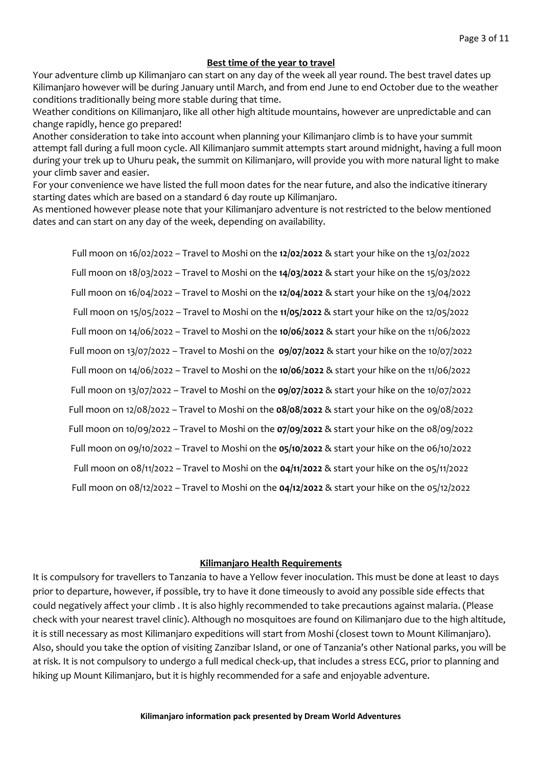## Best time of the year to travel

Your adventure climb up Kilimanjaro can start on any day of the week all year round. The best travel dates up Kilimanjaro however will be during January until March, and from end June to end October due to the weather conditions traditionally being more stable during that time.

Weather conditions on Kilimanjaro, like all other high altitude mountains, however are unpredictable and can change rapidly, hence go prepared!

Another consideration to take into account when planning your Kilimanjaro climb is to have your summit attempt fall during a full moon cycle. All Kilimanjaro summit attempts start around midnight, having a full moon during your trek up to Uhuru peak, the summit on Kilimanjaro, will provide you with more natural light to make your climb saver and easier.

For your convenience we have listed the full moon dates for the near future, and also the indicative itinerary starting dates which are based on a standard 6 day route up Kilimanjaro.

As mentioned however please note that your Kilimanjaro adventure is not restricted to the below mentioned dates and can start on any day of the week, depending on availability.

Full moon on 16/02/2022 – Travel to Moshi on the **12/02/2022** & start your hike on the 13/02/2022

Full moon on 18/03/2022 – Travel to Moshi on the **14/03/2022** & start your hike on the 15/03/2022

Full moon on 16/04/2022 – Travel to Moshi on the **12/04/2022** & start your hike on the 13/04/2022

Full moon on 15/05/2022 – Travel to Moshi on the **11/05/2022** & start your hike on the 12/05/2022

Full moon on 14/06/2022 – Travel to Moshi on the **10/06/2022** & start your hike on the 11/06/2022

Full moon on 13/07/2022 – Travel to Moshi on the **09/07/2022** & start your hike on the 10/07/2022

Full moon on 14/06/2022 – Travel to Moshi on the **10/06/2022** & start your hike on the 11/06/2022

Full moon on 13/07/2022 – Travel to Moshi on the **09/07/2022** & start your hike on the 10/07/2022

Full moon on 12/08/2022 – Travel to Moshi on the **08/08/2022** & start your hike on the 09/08/2022

Full moon on 10/09/2022 – Travel to Moshi on the **07/09/2022** & start your hike on the 08/09/2022

Full moon on 09/10/2022 – Travel to Moshi on the **05/10/2022** & start your hike on the 06/10/2022

Full moon on 08/11/2022 – Travel to Moshi on the **04/11/2022** & start your hike on the 05/11/2022

Full moon on 08/12/2022 – Travel to Moshi on the **04/12/2022** & start your hike on the 05/12/2022

## Kilimanjaro Health Requirements

It is compulsory for travellers to Tanzania to have a Yellow fever inoculation. This must be done at least 10 days prior to departure, however, if possible, try to have it done timeously to avoid any possible side effects that could negatively affect your climb . It is also highly recommended to take precautions against malaria. (Please check with your nearest travel clinic). Although no mosquitoes are found on Kilimanjaro due to the high altitude, it is still necessary as most Kilimanjaro expeditions will start from Moshi (closest town to Mount Kilimanjaro). Also, should you take the option of visiting Zanzibar Island, or one of Tanzania's other National parks, you will be at risk. It is not compulsory to undergo a full medical check-up, that includes a stress ECG, prior to planning and hiking up Mount Kilimanjaro, but it is highly recommended for a safe and enjoyable adventure.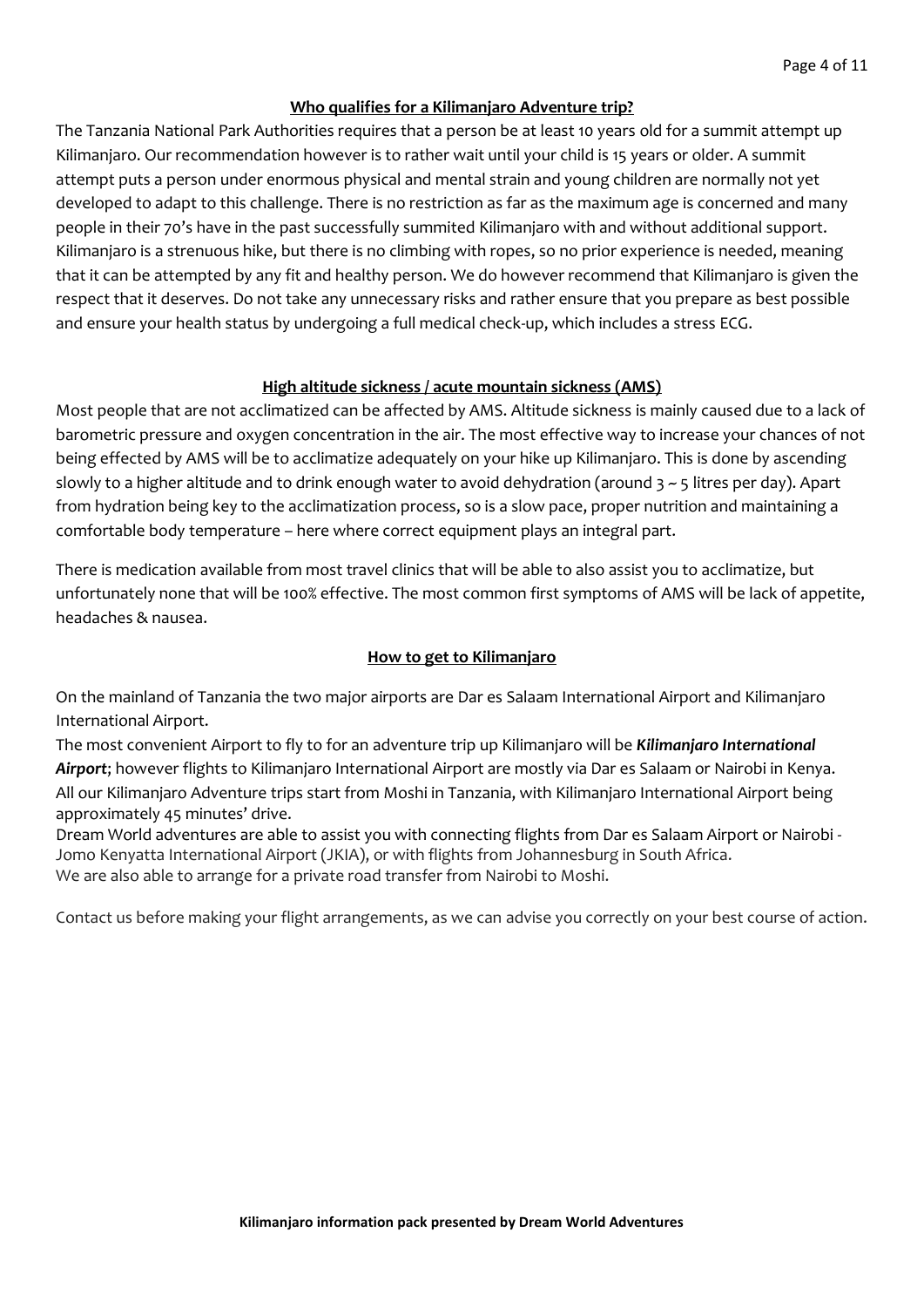## Who qualifies for a Kilimanjaro Adventure trip?

The Tanzania National Park Authorities requires that a person be at least 10 years old for a summit attempt up Kilimanjaro. Our recommendation however is to rather wait until your child is 15 years or older. A summit attempt puts a person under enormous physical and mental strain and young children are normally not yet developed to adapt to this challenge. There is no restriction as far as the maximum age is concerned and many people in their 70's have in the past successfully summited Kilimanjaro with and without additional support. Kilimanjaro is a strenuous hike, but there is no climbing with ropes, so no prior experience is needed, meaning that it can be attempted by any fit and healthy person. We do however recommend that Kilimanjaro is given the respect that it deserves. Do not take any unnecessary risks and rather ensure that you prepare as best possible and ensure your health status by undergoing a full medical check-up, which includes a stress ECG.

## High altitude sickness / acute mountain sickness (AMS)

Most people that are not acclimatized can be affected by AMS. Altitude sickness is mainly caused due to a lack of barometric pressure and oxygen concentration in the air. The most effective way to increase your chances of not being effected by AMS will be to acclimatize adequately on your hike up Kilimanjaro. This is done by ascending slowly to a higher altitude and to drink enough water to avoid dehydration (around 3 ~ 5 litres per day). Apart from hydration being key to the acclimatization process, so is a slow pace, proper nutrition and maintaining a comfortable body temperature – here where correct equipment plays an integral part.

There is medication available from most travel clinics that will be able to also assist you to acclimatize, but unfortunately none that will be 100% effective. The most common first symptoms of AMS will be lack of appetite, headaches & nausea.

## How to get to Kilimanjaro

On the mainland of Tanzania the two major airports are Dar es Salaam International Airport and Kilimanjaro International Airport.

The most convenient Airport to fly to for an adventure trip up Kilimanjaro will be ***Kilimanjaro International Airport***; however flights to Kilimanjaro International Airport are mostly via Dar es Salaam or Nairobi in Kenya.
All our Kilimanjaro Adventure trips start from Moshi in Tanzania, with Kilimanjaro International Airport being approximately 45 minutes' drive.
Dream World adventures are able to assist you with connecting flights from Dar es Salaam Airport or Nairobi - Jomo Kenyatta International Airport (JKIA), or with flights from Johannesburg in South Africa.
We are also able to arrange for a private road transfer from Nairobi to Moshi.

Contact us before making your flight arrangements, as we can advise you correctly on your best course of action.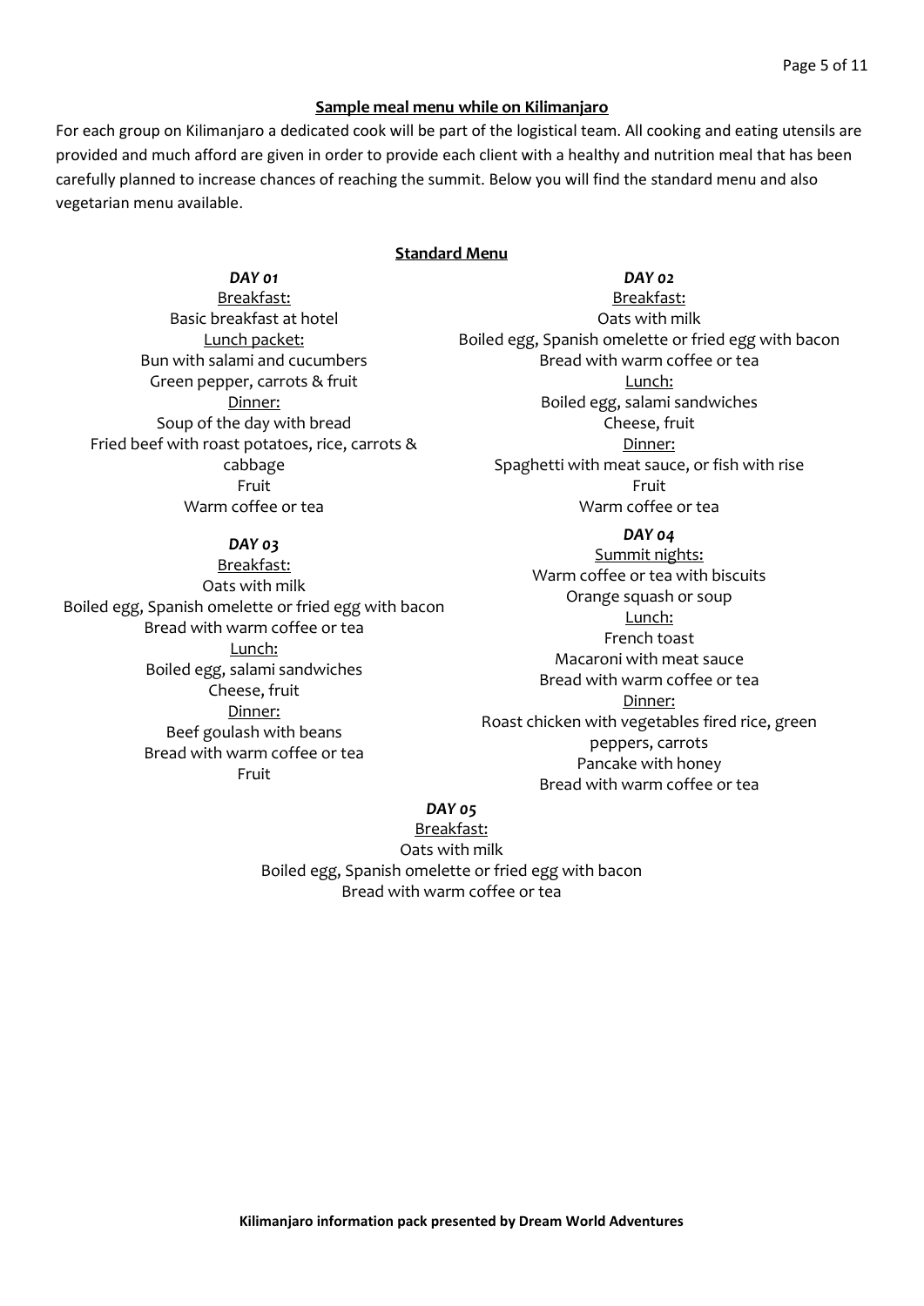## Sample meal menu while on Kilimanjaro

For each group on Kilimanjaro a dedicated cook will be part of the logistical team. All cooking and eating utensils are provided and much afford are given in order to provide each client with a healthy and nutrition meal that has been carefully planned to increase chances of reaching the summit. Below you will find the standard menu and also vegetarian menu available.

### Standard Menu

***DAY 01***

Breakfast:
Basic breakfast at hotel

Lunch packet:
Bun with salami and cucumbers
Green pepper, carrots & fruit

Dinner:
Soup of the day with bread
Fried beef with roast potatoes, rice, carrots & cabbage
Fruit
Warm coffee or tea

***DAY 02***

Breakfast:
Oats with milk
Boiled egg, Spanish omelette or fried egg with bacon
Bread with warm coffee or tea

Lunch:
Boiled egg, salami sandwiches
Cheese, fruit

Dinner:
Spaghetti with meat sauce, or fish with rise
Fruit
Warm coffee or tea

***DAY 03***

Breakfast:
Oats with milk
Boiled egg, Spanish omelette or fried egg with bacon
Bread with warm coffee or tea

Lunch:
Boiled egg, salami sandwiches
Cheese, fruit

Dinner:
Beef goulash with beans
Bread with warm coffee or tea
Fruit

***DAY 04***

Summit nights:
Warm coffee or tea with biscuits
Orange squash or soup

Lunch:
French toast
Macaroni with meat sauce
Bread with warm coffee or tea

Dinner:
Roast chicken with vegetables fired rice, green peppers, carrots
Pancake with honey
Bread with warm coffee or tea

***DAY 05***

Breakfast:
Oats with milk
Boiled egg, Spanish omelette or fried egg with bacon
Bread with warm coffee or tea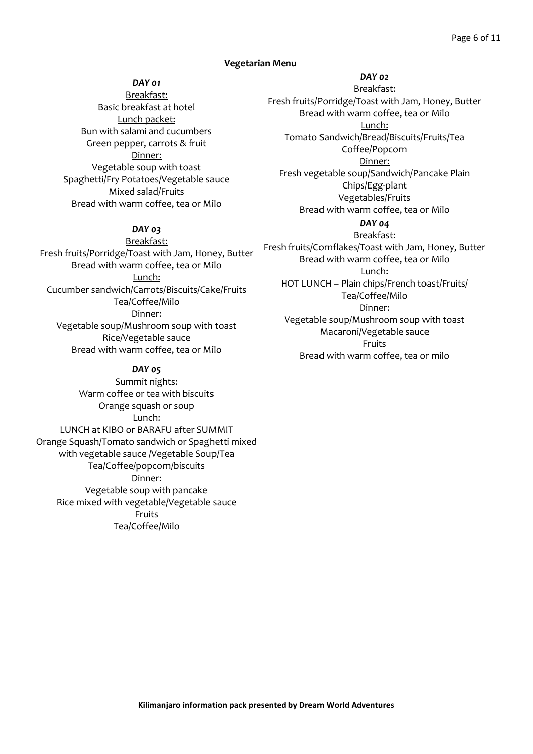## Vegetarian Menu

### *DAY 01*

Breakfast:

Basic breakfast at hotel

Lunch packet:

Bun with salami and cucumbers
Green pepper, carrots & fruit

Dinner:

Vegetable soup with toast
Spaghetti/Fry Potatoes/Vegetable sauce
Mixed salad/Fruits
Bread with warm coffee, tea or Milo

### *DAY 02*

Breakfast:

Fresh fruits/Porridge/Toast with Jam, Honey, Butter
Bread with warm coffee, tea or Milo

Lunch:

Tomato Sandwich/Bread/Biscuits/Fruits/Tea
Coffee/Popcorn

Dinner:

Fresh vegetable soup/Sandwich/Pancake Plain
Chips/Egg-plant
Vegetables/Fruits
Bread with warm coffee, tea or Milo

### *DAY 03*

Breakfast:

Fresh fruits/Porridge/Toast with Jam, Honey, Butter
Bread with warm coffee, tea or Milo

Lunch:

Cucumber sandwich/Carrots/Biscuits/Cake/Fruits
Tea/Coffee/Milo

Dinner:

Vegetable soup/Mushroom soup with toast
Rice/Vegetable sauce
Bread with warm coffee, tea or Milo

### *DAY 04*

Breakfast:

Fresh fruits/Cornflakes/Toast with Jam, Honey, Butter
Bread with warm coffee, tea or Milo

Lunch:

HOT LUNCH – Plain chips/French toast/Fruits/
Tea/Coffee/Milo

Dinner:

Vegetable soup/Mushroom soup with toast
Macaroni/Vegetable sauce
Fruits
Bread with warm coffee, tea or milo

### *DAY 05*

Summit nights:

Warm coffee or tea with biscuits
Orange squash or soup

Lunch:

LUNCH at KIBO or BARAFU after SUMMIT
Orange Squash/Tomato sandwich or Spaghetti mixed with vegetable sauce /Vegetable Soup/Tea
Tea/Coffee/popcorn/biscuits

Dinner:

Vegetable soup with pancake
Rice mixed with vegetable/Vegetable sauce
Fruits
Tea/Coffee/Milo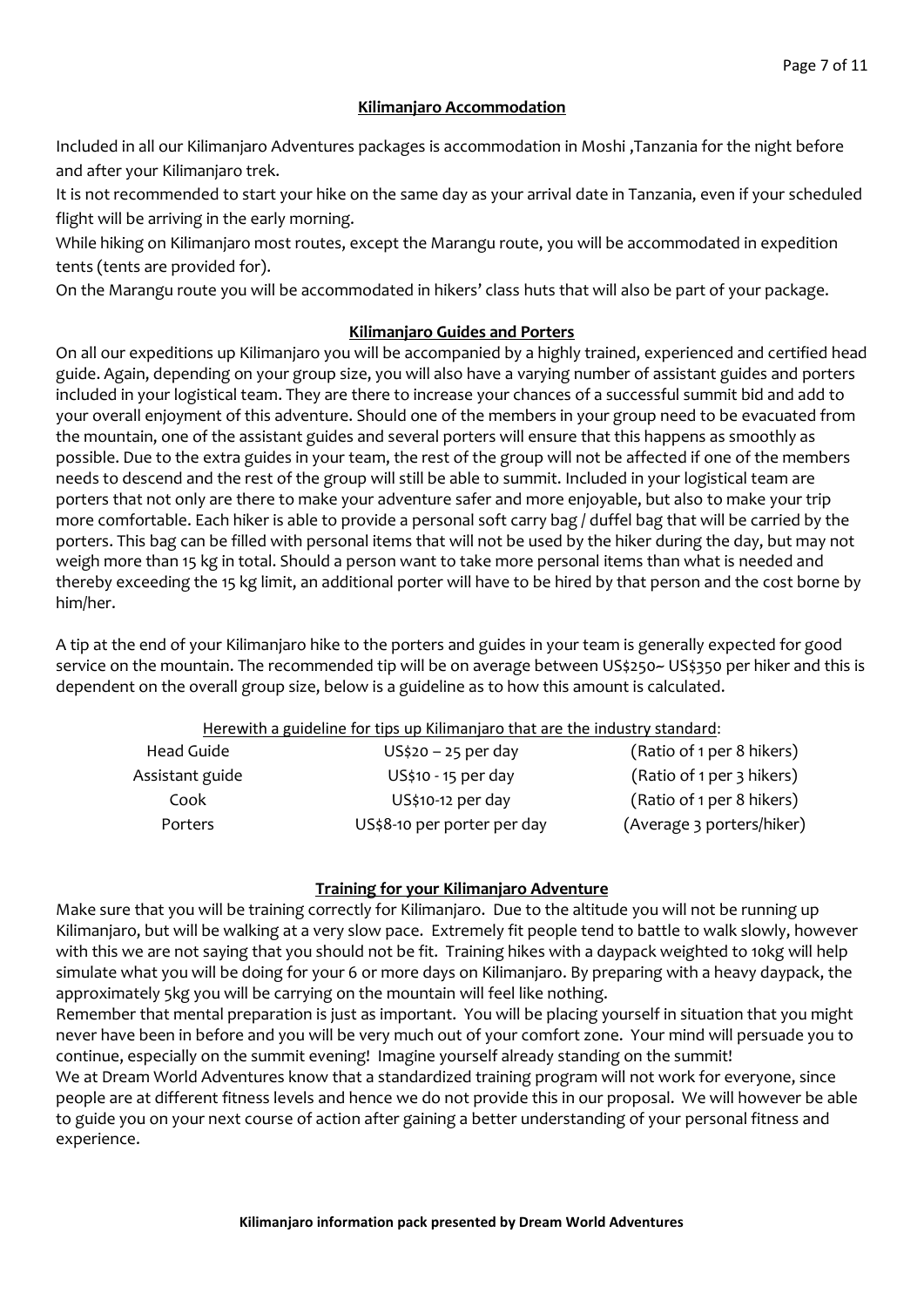## Kilimanjaro Accommodation

Included in all our Kilimanjaro Adventures packages is accommodation in Moshi ,Tanzania for the night before and after your Kilimanjaro trek.

It is not recommended to start your hike on the same day as your arrival date in Tanzania, even if your scheduled flight will be arriving in the early morning.

While hiking on Kilimanjaro most routes, except the Marangu route, you will be accommodated in expedition tents (tents are provided for).

On the Marangu route you will be accommodated in hikers' class huts that will also be part of your package.

## Kilimanjaro Guides and Porters

On all our expeditions up Kilimanjaro you will be accompanied by a highly trained, experienced and certified head guide. Again, depending on your group size, you will also have a varying number of assistant guides and porters included in your logistical team. They are there to increase your chances of a successful summit bid and add to your overall enjoyment of this adventure. Should one of the members in your group need to be evacuated from the mountain, one of the assistant guides and several porters will ensure that this happens as smoothly as possible. Due to the extra guides in your team, the rest of the group will not be affected if one of the members needs to descend and the rest of the group will still be able to summit. Included in your logistical team are porters that not only are there to make your adventure safer and more enjoyable, but also to make your trip more comfortable. Each hiker is able to provide a personal soft carry bag / duffel bag that will be carried by the porters. This bag can be filled with personal items that will not be used by the hiker during the day, but may not weigh more than 15 kg in total. Should a person want to take more personal items than what is needed and thereby exceeding the 15 kg limit, an additional porter will have to be hired by that person and the cost borne by him/her.

A tip at the end of your Kilimanjaro hike to the porters and guides in your team is generally expected for good service on the mountain. The recommended tip will be on average between US$250~ US$350 per hiker and this is dependent on the overall group size, below is a guideline as to how this amount is calculated.

Herewith a guideline for tips up Kilimanjaro that are the industry standard:

| | | |
|---|---|---|
| Head Guide | US$20 – 25 per day | (Ratio of 1 per 8 hikers) |
| Assistant guide | US$10 - 15 per day | (Ratio of 1 per 3 hikers) |
| Cook | US$10-12 per day | (Ratio of 1 per 8 hikers) |
| Porters | US$8-10 per porter per day | (Average 3 porters/hiker) |

## Training for your Kilimanjaro Adventure

Make sure that you will be training correctly for Kilimanjaro. Due to the altitude you will not be running up Kilimanjaro, but will be walking at a very slow pace. Extremely fit people tend to battle to walk slowly, however with this we are not saying that you should not be fit. Training hikes with a daypack weighted to 10kg will help simulate what you will be doing for your 6 or more days on Kilimanjaro. By preparing with a heavy daypack, the approximately 5kg you will be carrying on the mountain will feel like nothing.

Remember that mental preparation is just as important. You will be placing yourself in situation that you might never have been in before and you will be very much out of your comfort zone. Your mind will persuade you to continue, especially on the summit evening! Imagine yourself already standing on the summit!

We at Dream World Adventures know that a standardized training program will not work for everyone, since people are at different fitness levels and hence we do not provide this in our proposal. We will however be able to guide you on your next course of action after gaining a better understanding of your personal fitness and experience.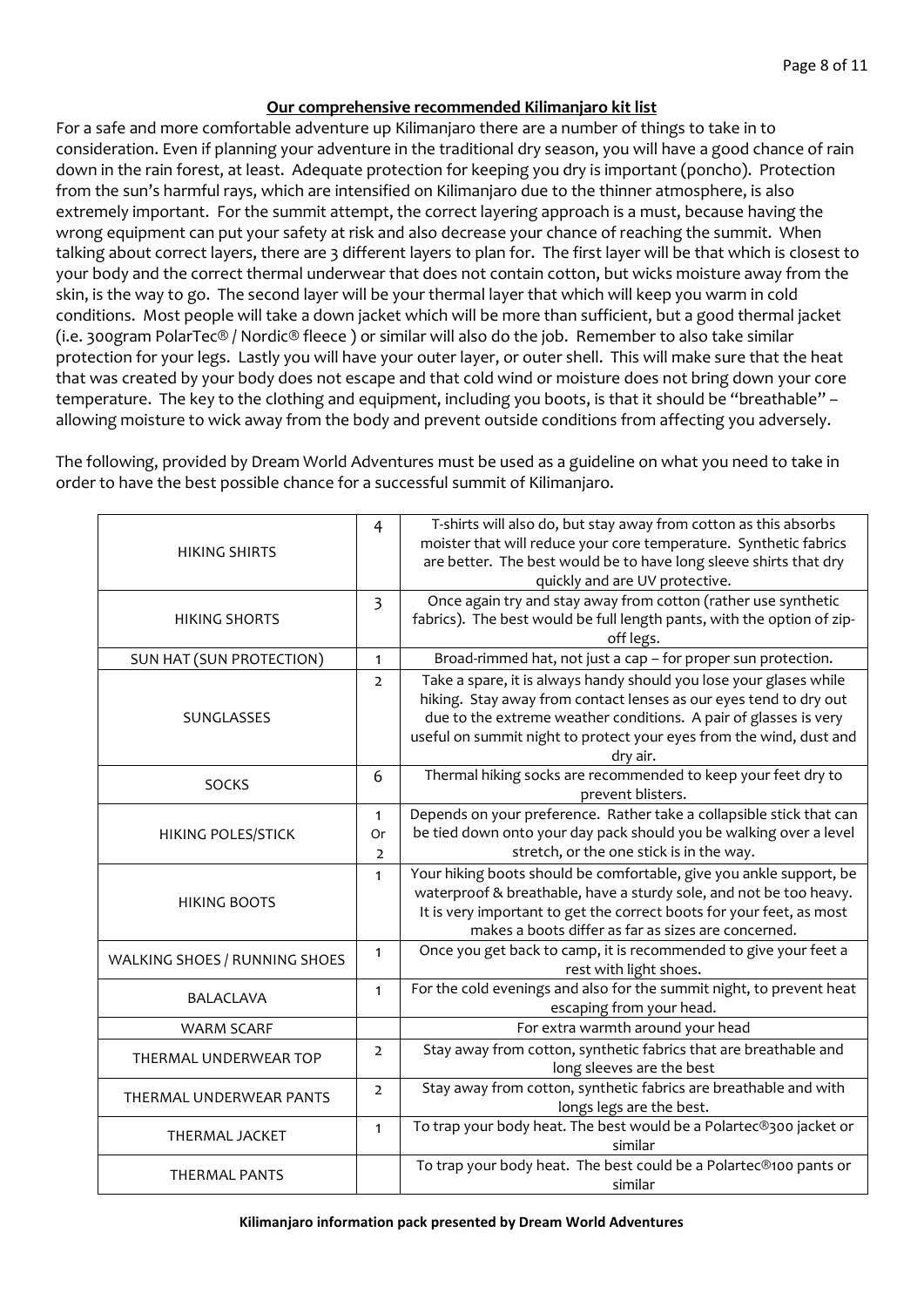## **Our comprehensive recommended Kilimanjaro kit list**

For a safe and more comfortable adventure up Kilimanjaro there are a number of things to take in to consideration. Even if planning your adventure in the traditional dry season, you will have a good chance of rain down in the rain forest, at least. Adequate protection for keeping you dry is important (poncho). Protection from the sun's harmful rays, which are intensified on Kilimanjaro due to the thinner atmosphere, is also extremely important. For the summit attempt, the correct layering approach is a must, because having the wrong equipment can put your safety at risk and also decrease your chance of reaching the summit. When talking about correct layers, there are 3 different layers to plan for. The first layer will be that which is closest to your body and the correct thermal underwear that does not contain cotton, but wicks moisture away from the skin, is the way to go. The second layer will be your thermal layer that which will keep you warm in cold conditions. Most people will take a down jacket which will be more than sufficient, but a good thermal jacket (i.e. 300gram PolarTec® / Nordic® fleece ) or similar will also do the job. Remember to also take similar protection for your legs. Lastly you will have your outer layer, or outer shell. This will make sure that the heat that was created by your body does not escape and that cold wind or moisture does not bring down your core temperature. The key to the clothing and equipment, including you boots, is that it should be "breathable" – allowing moisture to wick away from the body and prevent outside conditions from affecting you adversely.

The following, provided by Dream World Adventures must be used as a guideline on what you need to take in order to have the best possible chance for a successful summit of Kilimanjaro.

| | | |
|---|---|---|
| HIKING SHIRTS | 4 | T-shirts will also do, but stay away from cotton as this absorbs moister that will reduce your core temperature. Synthetic fabrics are better. The best would be to have long sleeve shirts that dry quickly and are UV protective. |
| HIKING SHORTS | 3 | Once again try and stay away from cotton (rather use synthetic fabrics). The best would be full length pants, with the option of zip-off legs. |
| SUN HAT (SUN PROTECTION) | 1 | Broad-rimmed hat, not just a cap – for proper sun protection. |
| SUNGLASSES | 2 | Take a spare, it is always handy should you lose your glases while hiking. Stay away from contact lenses as our eyes tend to dry out due to the extreme weather conditions. A pair of glasses is very useful on summit night to protect your eyes from the wind, dust and dry air. |
| SOCKS | 6 | Thermal hiking socks are recommended to keep your feet dry to prevent blisters. |
| HIKING POLES/STICK | 1 Or 2 | Depends on your preference. Rather take a collapsible stick that can be tied down onto your day pack should you be walking over a level stretch, or the one stick is in the way. |
| HIKING BOOTS | 1 | Your hiking boots should be comfortable, give you ankle support, be waterproof & breathable, have a sturdy sole, and not be too heavy. It is very important to get the correct boots for your feet, as most makes a boots differ as far as sizes are concerned. |
| WALKING SHOES / RUNNING SHOES | 1 | Once you get back to camp, it is recommended to give your feet a rest with light shoes. |
| BALACLAVA | 1 | For the cold evenings and also for the summit night, to prevent heat escaping from your head. |
| WARM SCARF | | For extra warmth around your head |
| THERMAL UNDERWEAR TOP | 2 | Stay away from cotton, synthetic fabrics that are breathable and long sleeves are the best |
| THERMAL UNDERWEAR PANTS | 2 | Stay away from cotton, synthetic fabrics are breathable and with longs legs are the best. |
| THERMAL JACKET | 1 | To trap your body heat. The best would be a Polartec®300 jacket or similar |
| THERMAL PANTS | | To trap your body heat. The best could be a Polartec®100 pants or similar |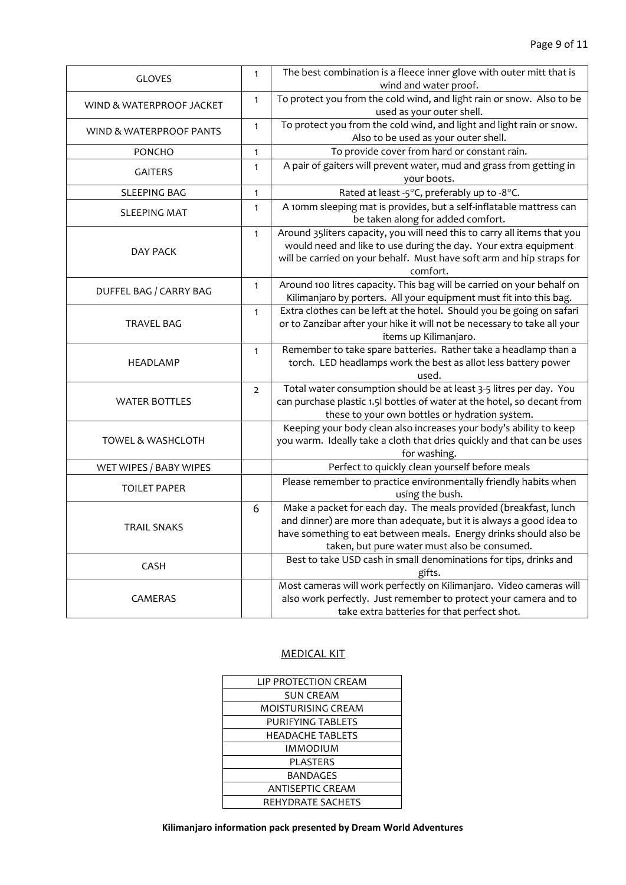| | | |
|---|---|---|
| GLOVES | 1 | The best combination is a fleece inner glove with outer mitt that is wind and water proof. |
| WIND & WATERPROOF JACKET | 1 | To protect you from the cold wind, and light rain or snow. Also to be used as your outer shell. |
| WIND & WATERPROOF PANTS | 1 | To protect you from the cold wind, and light and light rain or snow. Also to be used as your outer shell. |
| PONCHO | 1 | To provide cover from hard or constant rain. |
| GAITERS | 1 | A pair of gaiters will prevent water, mud and grass from getting in your boots. |
| SLEEPING BAG | 1 | Rated at least -5°C, preferably up to -8°C. |
| SLEEPING MAT | 1 | A 10mm sleeping mat is provides, but a self-inflatable mattress can be taken along for added comfort. |
| DAY PACK | 1 | Around 35liters capacity, you will need this to carry all items that you would need and like to use during the day. Your extra equipment will be carried on your behalf. Must have soft arm and hip straps for comfort. |
| DUFFEL BAG / CARRY BAG | 1 | Around 100 litres capacity. This bag will be carried on your behalf on Kilimanjaro by porters. All your equipment must fit into this bag. |
| TRAVEL BAG | 1 | Extra clothes can be left at the hotel. Should you be going on safari or to Zanzibar after your hike it will not be necessary to take all your items up Kilimanjaro. |
| HEADLAMP | 1 | Remember to take spare batteries. Rather take a headlamp than a torch. LED headlamps work the best as allot less battery power used. |
| WATER BOTTLES | 2 | Total water consumption should be at least 3-5 litres per day. You can purchase plastic 1.5l bottles of water at the hotel, so decant from these to your own bottles or hydration system. |
| TOWEL & WASHCLOTH | | Keeping your body clean also increases your body's ability to keep you warm. Ideally take a cloth that dries quickly and that can be uses for washing. |
| WET WIPES / BABY WIPES | | Perfect to quickly clean yourself before meals |
| TOILET PAPER | | Please remember to practice environmentally friendly habits when using the bush. |
| TRAIL SNAKS | 6 | Make a packet for each day. The meals provided (breakfast, lunch and dinner) are more than adequate, but it is always a good idea to have something to eat between meals. Energy drinks should also be taken, but pure water must also be consumed. |
| CASH | | Best to take USD cash in small denominations for tips, drinks and gifts. |
| CAMERAS | | Most cameras will work perfectly on Kilimanjaro. Video cameras will also work perfectly. Just remember to protect your camera and to take extra batteries for that perfect shot. |

## MEDICAL KIT

| |
|---|
| LIP PROTECTION CREAM |
| SUN CREAM |
| MOISTURISING CREAM |
| PURIFYING TABLETS |
| HEADACHE TABLETS |
| IMMODIUM |
| PLASTERS |
| BANDAGES |
| ANTISEPTIC CREAM |
| REHYDRATE SACHETS |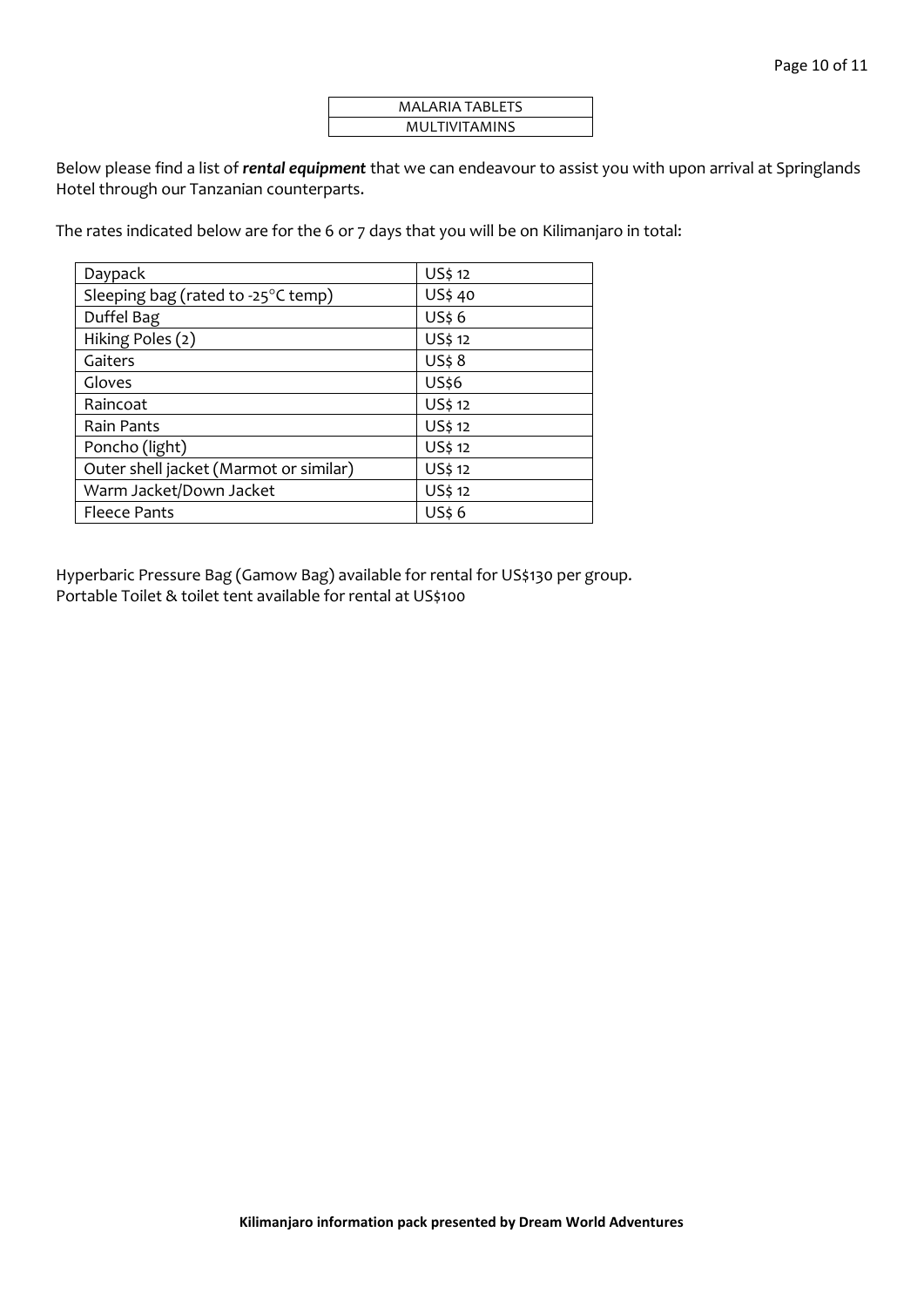| |
|---|
| MALARIA TABLETS |
| MULTIVITAMINS |

Below please find a list of ***rental equipment*** that we can endeavour to assist you with upon arrival at Springlands Hotel through our Tanzanian counterparts.

The rates indicated below are for the 6 or 7 days that you will be on Kilimanjaro in total:

| | |
|---|---|
| Daypack | US$ 12 |
| Sleeping bag (rated to -25°C temp) | US$ 40 |
| Duffel Bag | US$ 6 |
| Hiking Poles (2) | US$ 12 |
| Gaiters | US$ 8 |
| Gloves | US$6 |
| Raincoat | US$ 12 |
| Rain Pants | US$ 12 |
| Poncho (light) | US$ 12 |
| Outer shell jacket (Marmot or similar) | US$ 12 |
| Warm Jacket/Down Jacket | US$ 12 |
| Fleece Pants | US$ 6 |

Hyperbaric Pressure Bag (Gamow Bag) available for rental for US$130 per group.
Portable Toilet & toilet tent available for rental at US$100

**Kilimanjaro information pack presented by Dream World Adventures**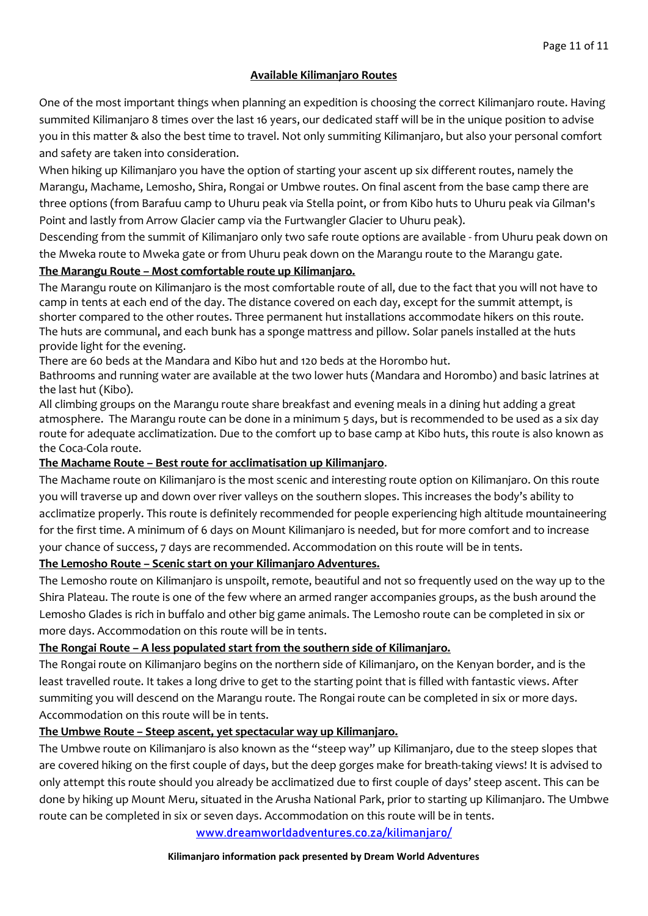## Available Kilimanjaro Routes

One of the most important things when planning an expedition is choosing the correct Kilimanjaro route. Having summited Kilimanjaro 8 times over the last 16 years, our dedicated staff will be in the unique position to advise you in this matter & also the best time to travel. Not only summiting Kilimanjaro, but also your personal comfort and safety are taken into consideration.

When hiking up Kilimanjaro you have the option of starting your ascent up six different routes, namely the Marangu, Machame, Lemosho, Shira, Rongai or Umbwe routes. On final ascent from the base camp there are three options (from Barafuu camp to Uhuru peak via Stella point, or from Kibo huts to Uhuru peak via Gilman's Point and lastly from Arrow Glacier camp via the Furtwangler Glacier to Uhuru peak).

Descending from the summit of Kilimanjaro only two safe route options are available - from Uhuru peak down on the Mweka route to Mweka gate or from Uhuru peak down on the Marangu route to the Marangu gate.

### The Marangu Route – Most comfortable route up Kilimanjaro.

The Marangu route on Kilimanjaro is the most comfortable route of all, due to the fact that you will not have to camp in tents at each end of the day. The distance covered on each day, except for the summit attempt, is shorter compared to the other routes. Three permanent hut installations accommodate hikers on this route. The huts are communal, and each bunk has a sponge mattress and pillow. Solar panels installed at the huts provide light for the evening.

There are 60 beds at the Mandara and Kibo hut and 120 beds at the Horombo hut.

Bathrooms and running water are available at the two lower huts (Mandara and Horombo) and basic latrines at the last hut (Kibo).

All climbing groups on the Marangu route share breakfast and evening meals in a dining hut adding a great atmosphere. The Marangu route can be done in a minimum 5 days, but is recommended to be used as a six day route for adequate acclimatization. Due to the comfort up to base camp at Kibo huts, this route is also known as the Coca-Cola route.

### The Machame Route – Best route for acclimatisation up Kilimanjaro.

The Machame route on Kilimanjaro is the most scenic and interesting route option on Kilimanjaro. On this route you will traverse up and down over river valleys on the southern slopes. This increases the body's ability to acclimatize properly. This route is definitely recommended for people experiencing high altitude mountaineering for the first time. A minimum of 6 days on Mount Kilimanjaro is needed, but for more comfort and to increase your chance of success, 7 days are recommended. Accommodation on this route will be in tents.

### The Lemosho Route – Scenic start on your Kilimanjaro Adventures.

The Lemosho route on Kilimanjaro is unspoilt, remote, beautiful and not so frequently used on the way up to the Shira Plateau. The route is one of the few where an armed ranger accompanies groups, as the bush around the Lemosho Glades is rich in buffalo and other big game animals. The Lemosho route can be completed in six or more days. Accommodation on this route will be in tents.

### The Rongai Route – A less populated start from the southern side of Kilimanjaro.

The Rongai route on Kilimanjaro begins on the northern side of Kilimanjaro, on the Kenyan border, and is the least travelled route. It takes a long drive to get to the starting point that is filled with fantastic views. After summiting you will descend on the Marangu route. The Rongai route can be completed in six or more days. Accommodation on this route will be in tents.

### The Umbwe Route – Steep ascent, yet spectacular way up Kilimanjaro.

The Umbwe route on Kilimanjaro is also known as the "steep way" up Kilimanjaro, due to the steep slopes that are covered hiking on the first couple of days, but the deep gorges make for breath-taking views! It is advised to only attempt this route should you already be acclimatized due to first couple of days' steep ascent. This can be done by hiking up Mount Meru, situated in the Arusha National Park, prior to starting up Kilimanjaro. The Umbwe route can be completed in six or seven days. Accommodation on this route will be in tents.

www.dreamworldadventures.co.za/kilimanjaro/